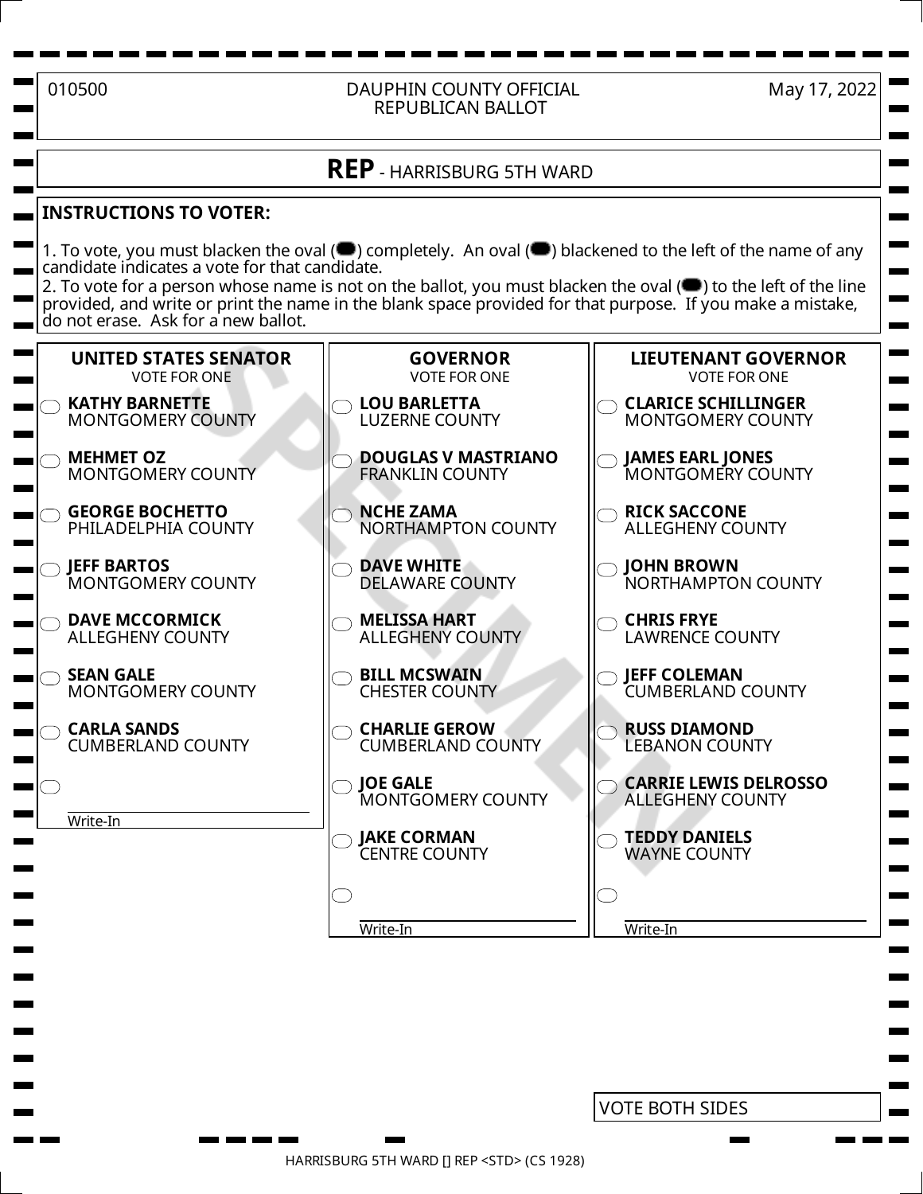010500

DAUPHIN COUNTY OFFICIAL
REPUBLICAN BALLOT

May 17, 2022

# REP - HARRISBURG 5TH WARD

**INSTRUCTIONS TO VOTER:**

1. To vote, you must blacken the oval (⬬) completely. An oval (⬬) blackened to the left of the name of any candidate indicates a vote for that candidate.
2. To vote for a person whose name is not on the ballot, you must blacken the oval (⬬) to the left of the line provided, and write or print the name in the blank space provided for that purpose. If you make a mistake, do not erase. Ask for a new ballot.

## UNITED STATES SENATOR
VOTE FOR ONE

- **KATHY BARNETTE** MONTGOMERY COUNTY
- **MEHMET OZ** MONTGOMERY COUNTY
- **GEORGE BOCHETTO** PHILADELPHIA COUNTY
- **JEFF BARTOS** MONTGOMERY COUNTY
- **DAVE MCCORMICK** ALLEGHENY COUNTY
- **SEAN GALE** MONTGOMERY COUNTY
- **CARLA SANDS** CUMBERLAND COUNTY
- Write-In

## GOVERNOR
VOTE FOR ONE

- **LOU BARLETTA** LUZERNE COUNTY
- **DOUGLAS V MASTRIANO** FRANKLIN COUNTY
- **NCHE ZAMA** NORTHAMPTON COUNTY
- **DAVE WHITE** DELAWARE COUNTY
- **MELISSA HART** ALLEGHENY COUNTY
- **BILL MCSWAIN** CHESTER COUNTY
- **CHARLIE GEROW** CUMBERLAND COUNTY
- **JOE GALE** MONTGOMERY COUNTY
- **JAKE CORMAN** CENTRE COUNTY
- Write-In

## LIEUTENANT GOVERNOR
VOTE FOR ONE

- **CLARICE SCHILLINGER** MONTGOMERY COUNTY
- **JAMES EARL JONES** MONTGOMERY COUNTY
- **RICK SACCONE** ALLEGHENY COUNTY
- **JOHN BROWN** NORTHAMPTON COUNTY
- **CHRIS FRYE** LAWRENCE COUNTY
- **JEFF COLEMAN** CUMBERLAND COUNTY
- **RUSS DIAMOND** LEBANON COUNTY
- **CARRIE LEWIS DELROSSO** ALLEGHENY COUNTY
- **TEDDY DANIELS** WAYNE COUNTY
- Write-In

VOTE BOTH SIDES

HARRISBURG 5TH WARD [] REP <STD> (CS 1928)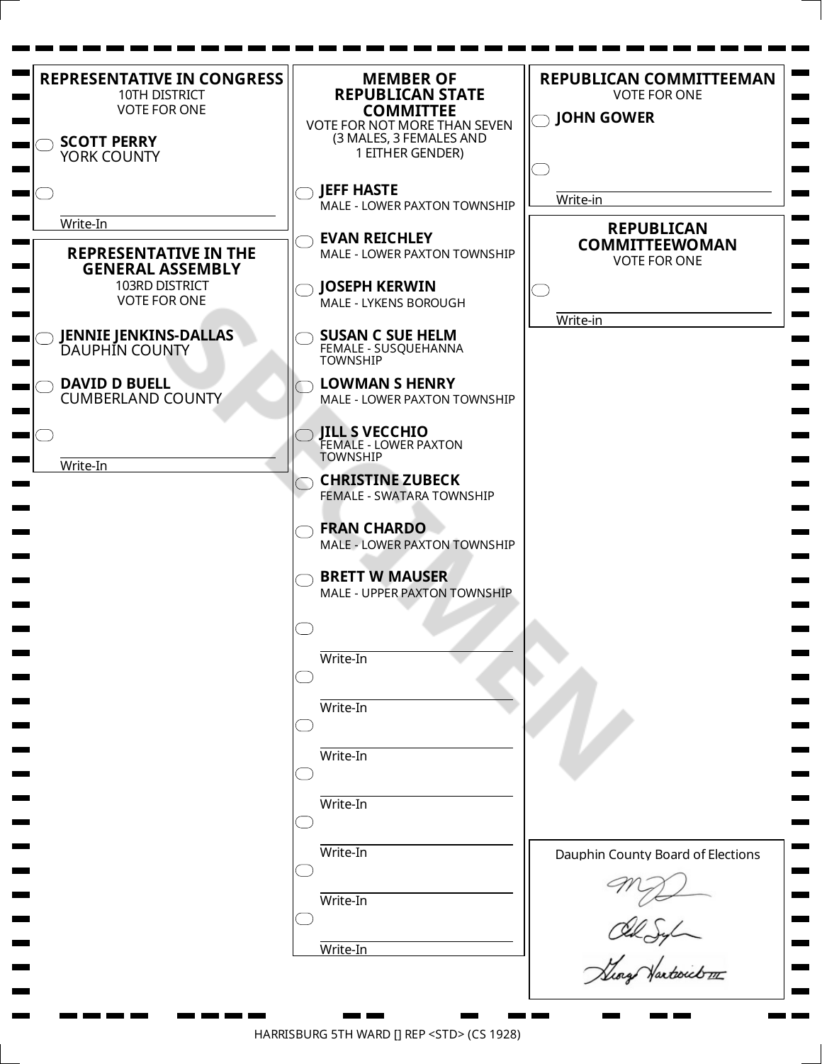## REPRESENTATIVE IN CONGRESS
10TH DISTRICT
VOTE FOR ONE

- **SCOTT PERRY**
  YORK COUNTY
- Write-In

## REPRESENTATIVE IN THE GENERAL ASSEMBLY
103RD DISTRICT
VOTE FOR ONE

- **JENNIE JENKINS-DALLAS**
  DAUPHIN COUNTY
- **DAVID D BUELL**
  CUMBERLAND COUNTY
- Write-In

## MEMBER OF REPUBLICAN STATE COMMITTEE
VOTE FOR NOT MORE THAN SEVEN
(3 MALES, 3 FEMALES AND
1 EITHER GENDER)

- **JEFF HASTE**
  MALE - LOWER PAXTON TOWNSHIP
- **EVAN REICHLEY**
  MALE - LOWER PAXTON TOWNSHIP
- **JOSEPH KERWIN**
  MALE - LYKENS BOROUGH
- **SUSAN C SUE HELM**
  FEMALE - SUSQUEHANNA TOWNSHIP
- **LOWMAN S HENRY**
  MALE - LOWER PAXTON TOWNSHIP
- **JILL S VECCHIO**
  FEMALE - LOWER PAXTON TOWNSHIP
- **CHRISTINE ZUBECK**
  FEMALE - SWATARA TOWNSHIP
- **FRAN CHARDO**
  MALE - LOWER PAXTON TOWNSHIP
- **BRETT W MAUSER**
  MALE - UPPER PAXTON TOWNSHIP
- Write-In
- Write-In
- Write-In
- Write-In
- Write-In
- Write-In
- Write-In

## REPUBLICAN COMMITTEEMAN
VOTE FOR ONE

- **JOHN GOWER**
- Write-in

## REPUBLICAN COMMITTEEWOMAN
VOTE FOR ONE

- Write-in

Dauphin County Board of Elections

SPECIMEN

HARRISBURG 5TH WARD [] REP <STD> (CS 1928)